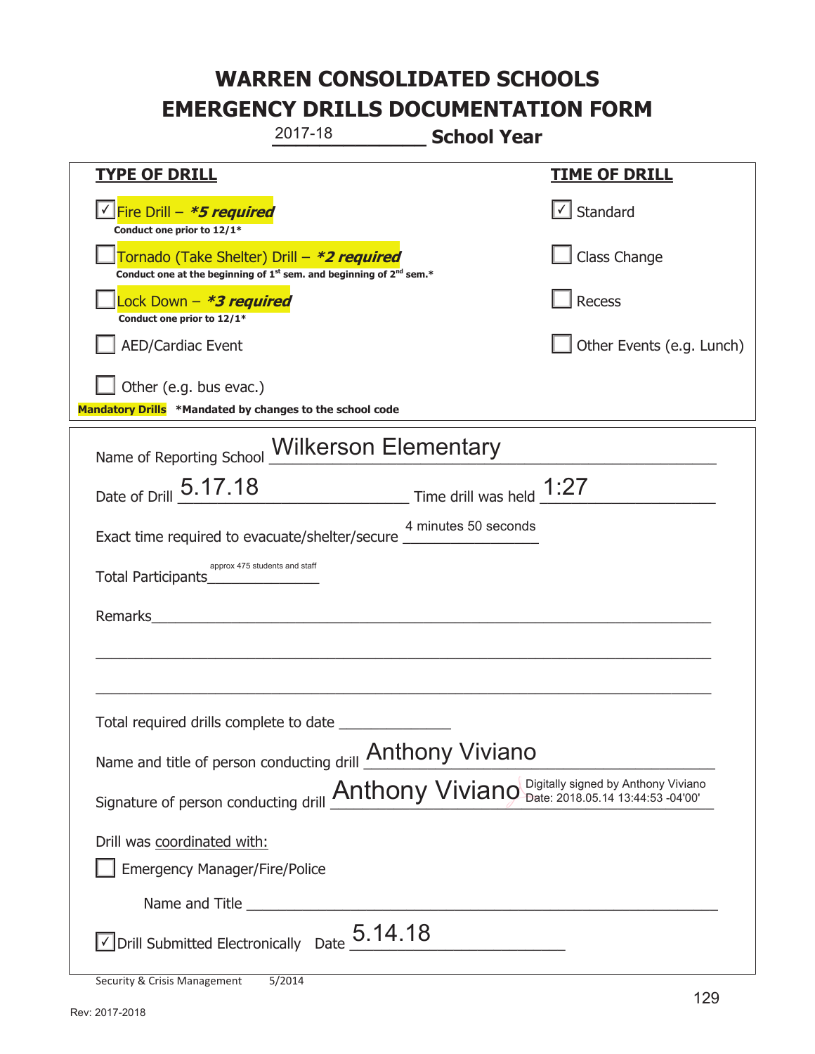# WARREN CONSOLIDATED SCHOOLS
# EMERGENCY DRILLS DOCUMENTATION FORM

2017-18 **School Year**

| **TYPE OF DRILL** | **TIME OF DRILL** |
|---|---|
| ☑ Fire Drill – ***5 required** <br> **Conduct one prior to 12/1*** | ☑ Standard |
| ☐ Tornado (Take Shelter) Drill – ***2 required** <br> **Conduct one at the beginning of 1st sem. and beginning of 2nd sem.*** | ☐ Class Change |
| ☐ Lock Down – ***3 required** <br> **Conduct one prior to 12/1*** | ☐ Recess |
| ☐ AED/Cardiac Event | ☐ Other Events (e.g. Lunch) |
| ☐ Other (e.g. bus evac.) | |

**Mandatory Drills** ***Mandated by changes to the school code**

Name of Reporting School: Wilkerson Elementary

Date of Drill: 5.17.18 Time drill was held: 1:27

Exact time required to evacuate/shelter/secure: 4 minutes 50 seconds

Total Participants: approx 475 students and staff

Remarks: ____________________

Total required drills complete to date: ____________________

Name and title of person conducting drill: Anthony Viviano

Signature of person conducting drill: Anthony Viviano Digitally signed by Anthony Viviano Date: 2018.05.14 13:44:53 -04'00'

Drill was coordinated with:

☐ Emergency Manager/Fire/Police

Name and Title: ____________________

☑ Drill Submitted Electronically Date: 5.14.18

Security & Crisis Management 5/2014

Rev: 2017-2018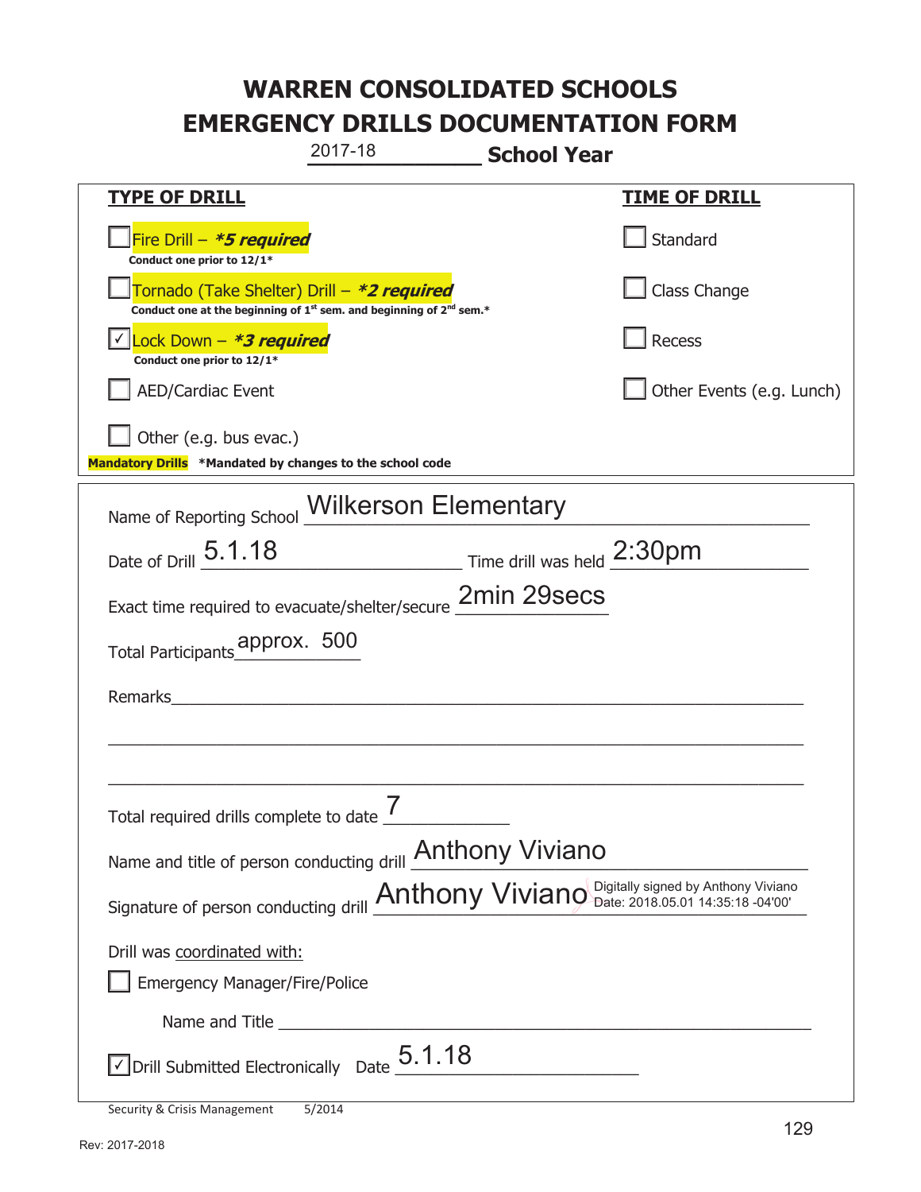# WARREN CONSOLIDATED SCHOOLS
# EMERGENCY DRILLS DOCUMENTATION FORM

2017-18 **School Year**

| **TYPE OF DRILL** | **TIME OF DRILL** |
|---|---|
| ☐ Fire Drill – ***5 required** <br> **Conduct one prior to 12/1*** | ☐ Standard |
| ☐ Tornado (Take Shelter) Drill – ***2 required** <br> **Conduct one at the beginning of 1st sem. and beginning of 2nd sem.*** | ☐ Class Change |
| ☑ Lock Down – ***3 required** <br> **Conduct one prior to 12/1*** | ☐ Recess |
| ☐ AED/Cardiac Event | ☐ Other Events (e.g. Lunch) |
| ☐ Other (e.g. bus evac.) | |

**Mandatory Drills** ***Mandated by changes to the school code**

Name of Reporting School: Wilkerson Elementary

Date of Drill: 5.1.18 Time drill was held: 2:30pm

Exact time required to evacuate/shelter/secure: 2min 29secs

Total Participants: approx. 500

Remarks: ______________________________

Total required drills complete to date: 7

Name and title of person conducting drill: Anthony Viviano

Signature of person conducting drill: Anthony Viviano — Digitally signed by Anthony Viviano Date: 2018.05.01 14:35:18 -04'00'

Drill was coordinated with:

☐ Emergency Manager/Fire/Police

Name and Title ______________________________

☑ Drill Submitted Electronically Date: 5.1.18

Security & Crisis Management 5/2014

Rev: 2017-2018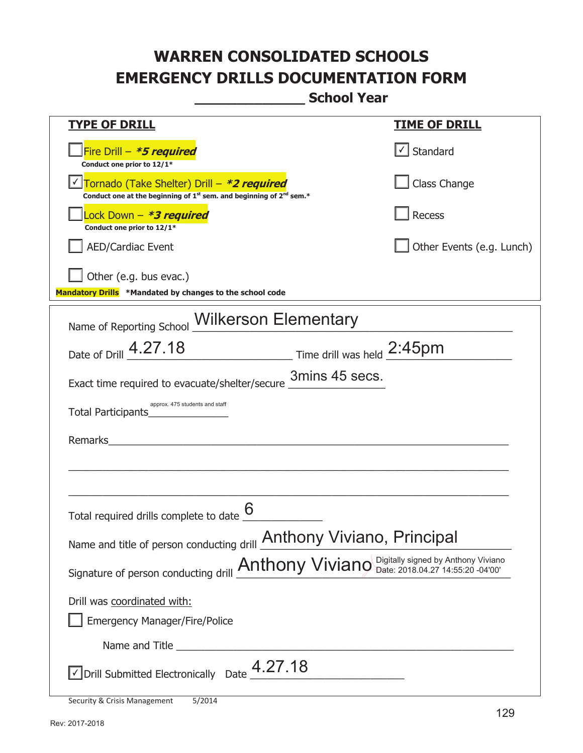# WARREN CONSOLIDATED SCHOOLS
# EMERGENCY DRILLS DOCUMENTATION FORM
## _____________ School Year

| TYPE OF DRILL | TIME OF DRILL |
|---|---|
| ☐ Fire Drill – ***5 required*** Conduct one prior to 12/1* | ☑ Standard |
| ☑ Tornado (Take Shelter) Drill – ***2 required*** Conduct one at the beginning of 1st sem. and beginning of 2nd sem.* | ☐ Class Change |
| ☐ Lock Down – ***3 required*** Conduct one prior to 12/1* | ☐ Recess |
| ☐ AED/Cardiac Event | ☐ Other Events (e.g. Lunch) |
| ☐ Other (e.g. bus evac.) | |

**Mandatory Drills** *Mandated by changes to the school code

Name of Reporting School: Wilkerson Elementary

Date of Drill: 4.27.18 Time drill was held: 2:45pm

Exact time required to evacuate/shelter/secure: 3mins 45 secs.

Total Participants: approx. 475 students and staff

Remarks: ______________________________________________

Total required drills complete to date: 6

Name and title of person conducting drill: Anthony Viviano, Principal

Signature of person conducting drill: Anthony Viviano Digitally signed by Anthony Viviano Date: 2018.04.27 14:55:20 -04'00'

Drill was coordinated with:

☐ Emergency Manager/Fire/Police

Name and Title ______________________________________________

☑ Drill Submitted Electronically Date: 4.27.18

Security & Crisis Management 5/2014

Rev: 2017-2018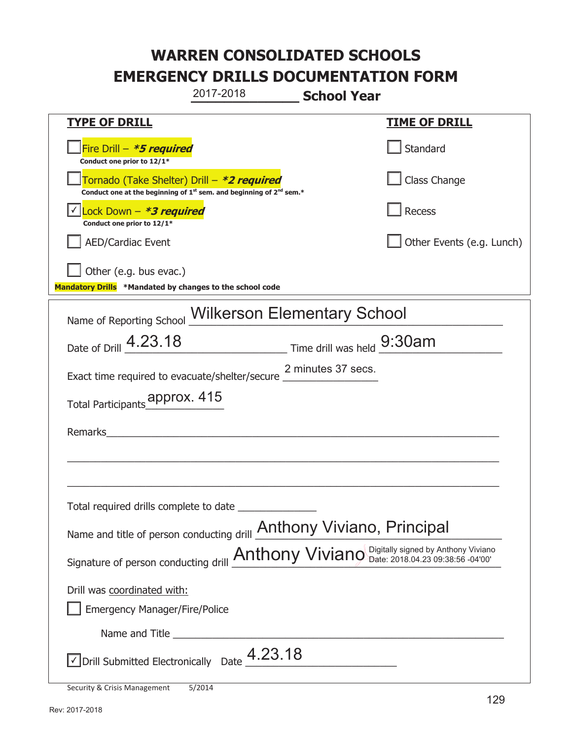# WARREN CONSOLIDATED SCHOOLS
# EMERGENCY DRILLS DOCUMENTATION FORM

2017-2018 **School Year**

| **TYPE OF DRILL** | **TIME OF DRILL** |
|---|---|
| ☐ Fire Drill – ***5 required*** <br> **Conduct one prior to 12/1*** | ☐ Standard |
| ☐ Tornado (Take Shelter) Drill – ***2 required*** <br> **Conduct one at the beginning of 1st sem. and beginning of 2nd sem.*** | ☐ Class Change |
| ☑ Lock Down – ***3 required*** <br> **Conduct one prior to 12/1*** | ☐ Recess |
| ☐ AED/Cardiac Event | ☐ Other Events (e.g. Lunch) |
| ☐ Other (e.g. bus evac.) | |

**Mandatory Drills** ***Mandated by changes to the school code**

Name of Reporting School: Wilkerson Elementary School

Date of Drill: 4.23.18 Time drill was held: 9:30am

Exact time required to evacuate/shelter/secure: 2 minutes 37 secs.

Total Participants: approx. 415

Remarks: ______________________________________________

Total required drills complete to date: ____________

Name and title of person conducting drill: Anthony Viviano, Principal

Signature of person conducting drill: Anthony Viviano Digitally signed by Anthony Viviano Date: 2018.04.23 09:38:56 -04'00'

Drill was coordinated with:

☐ Emergency Manager/Fire/Police

Name and Title ______________________________________________

☑ Drill Submitted Electronically Date: 4.23.18

Security & Crisis Management 5/2014

Rev: 2017-2018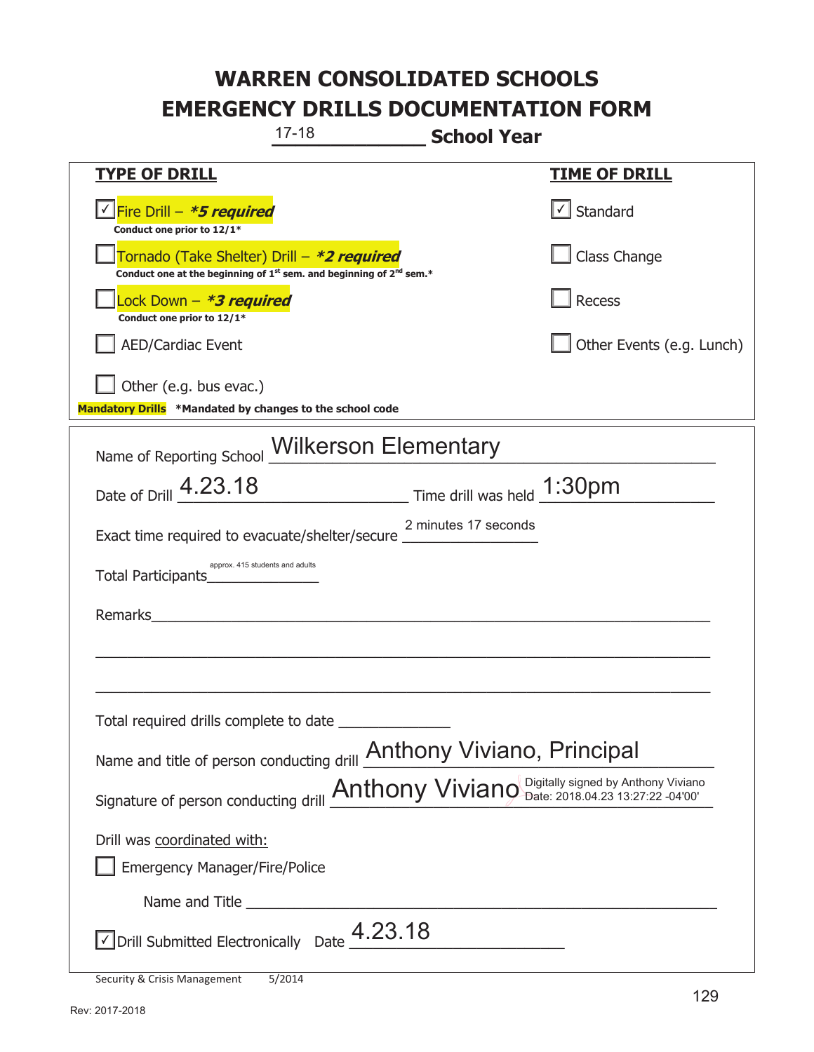# WARREN CONSOLIDATED SCHOOLS
# EMERGENCY DRILLS DOCUMENTATION FORM

17-18 **School Year**

| **TYPE OF DRILL** | **TIME OF DRILL** |
|---|---|
| ☑ Fire Drill – ***5 required*** <br> **Conduct one prior to 12/1*** | ☑ Standard |
| ☐ Tornado (Take Shelter) Drill – ***2 required*** <br> **Conduct one at the beginning of 1st sem. and beginning of 2nd sem.*** | ☐ Class Change |
| ☐ Lock Down – ***3 required*** <br> **Conduct one prior to 12/1*** | ☐ Recess |
| ☐ AED/Cardiac Event | ☐ Other Events (e.g. Lunch) |
| ☐ Other (e.g. bus evac.) | |

**Mandatory Drills** ***Mandated by changes to the school code**

Name of Reporting School: Wilkerson Elementary

Date of Drill: 4.23.18 Time drill was held: 1:30pm

Exact time required to evacuate/shelter/secure: 2 minutes 17 seconds

Total Participants: approx. 415 students and adults

Remarks: ______________________________

Total required drills complete to date: ______________

Name and title of person conducting drill: Anthony Viviano, Principal

Signature of person conducting drill: Anthony Viviano Digitally signed by Anthony Viviano Date: 2018.04.23 13:27:22 -04'00'

Drill was coordinated with:

☐ Emergency Manager/Fire/Police

Name and Title ______________________________

☑ Drill Submitted Electronically Date 4.23.18

Security & Crisis Management 5/2014

Rev: 2017-2018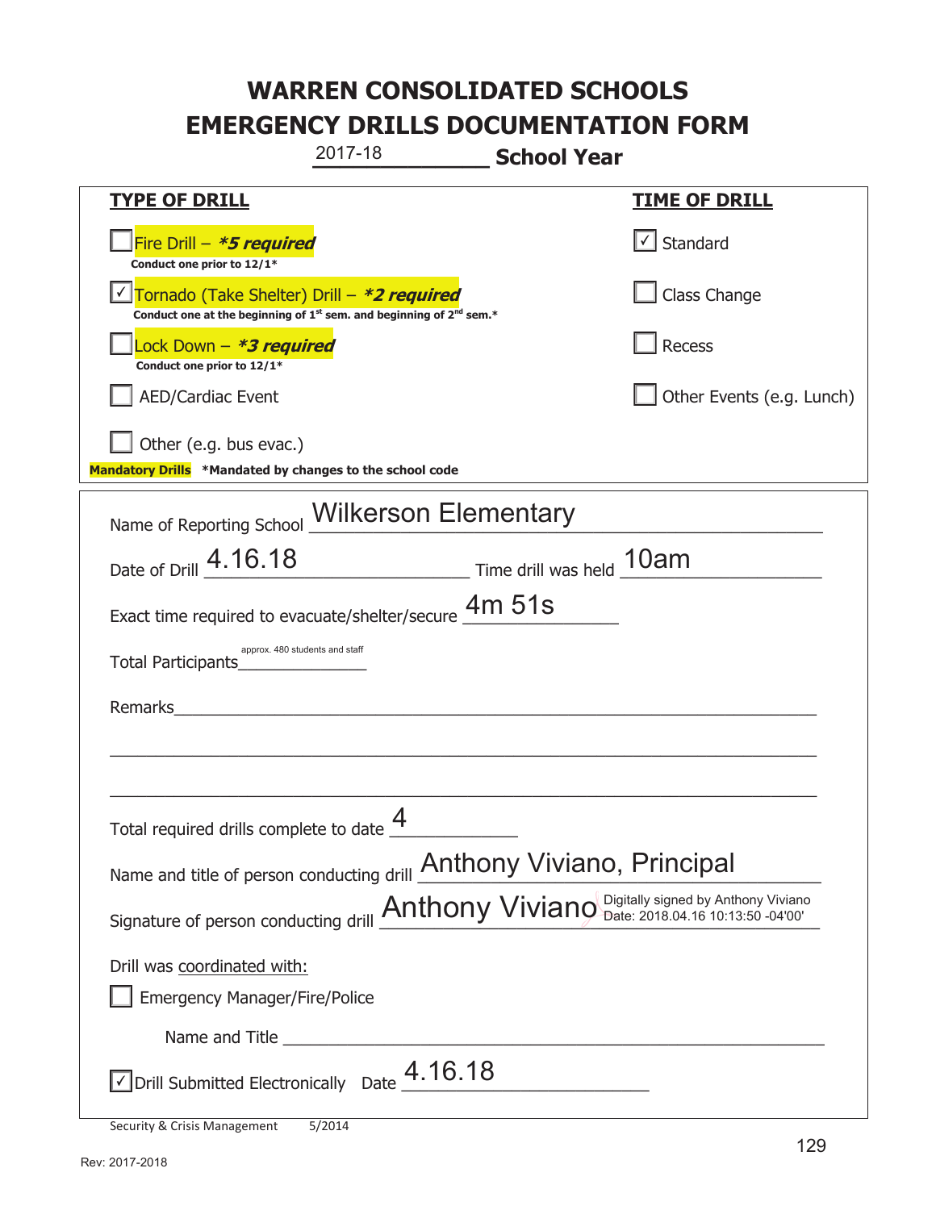# WARREN CONSOLIDATED SCHOOLS
# EMERGENCY DRILLS DOCUMENTATION FORM

2017-18 **School Year**

| **TYPE OF DRILL** | **TIME OF DRILL** |
|---|---|
| ☐ Fire Drill – ***5 required*** <br> **Conduct one prior to 12/1*** | ☑ Standard |
| ☑ Tornado (Take Shelter) Drill – ***2 required*** <br> **Conduct one at the beginning of 1st sem. and beginning of 2nd sem.*** | ☐ Class Change |
| ☐ Lock Down – ***3 required*** <br> **Conduct one prior to 12/1*** | ☐ Recess |
| ☐ AED/Cardiac Event | ☐ Other Events (e.g. Lunch) |
| ☐ Other (e.g. bus evac.) | |

**Mandatory Drills** ***Mandated by changes to the school code**

Name of Reporting School: Wilkerson Elementary

Date of Drill: 4.16.18 Time drill was held: 10am

Exact time required to evacuate/shelter/secure: 4m 51s

Total Participants: approx. 480 students and staff

Remarks: ______________________________

Total required drills complete to date: 4

Name and title of person conducting drill: Anthony Viviano, Principal

Signature of person conducting drill: Anthony Viviano Digitally signed by Anthony Viviano Date: 2018.04.16 10:13:50 -04'00'

Drill was coordinated with:

☐ Emergency Manager/Fire/Police

Name and Title ______________________________

☑ Drill Submitted Electronically Date: 4.16.18

Security & Crisis Management 5/2014

Rev: 2017-2018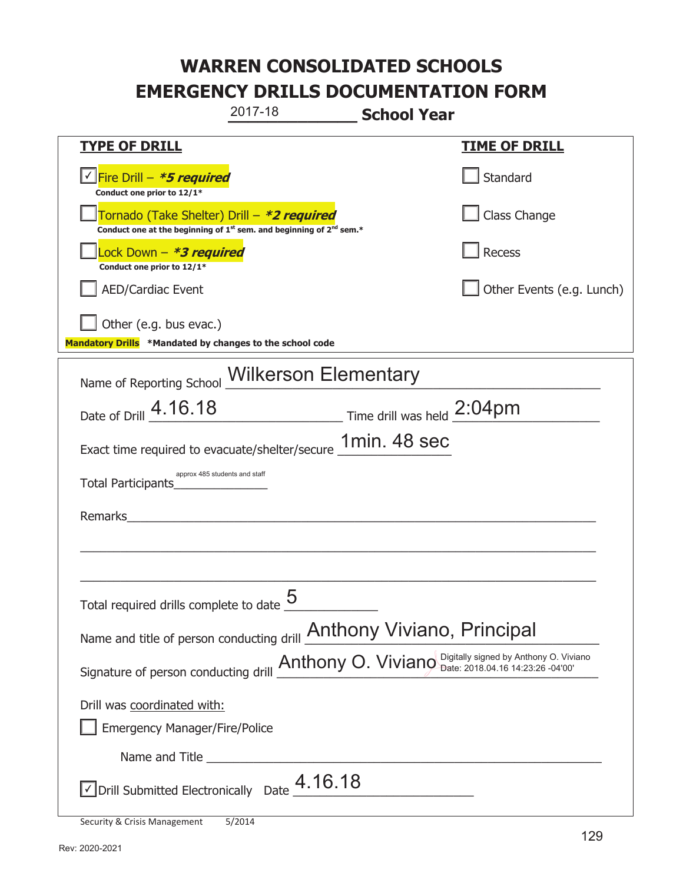# WARREN CONSOLIDATED SCHOOLS
# EMERGENCY DRILLS DOCUMENTATION FORM

2017-18 **School Year**

| **TYPE OF DRILL** | **TIME OF DRILL** |
|---|---|
| ☑ Fire Drill – ***5 required*** <br> **Conduct one prior to 12/1*** | ☐ Standard |
| ☐ Tornado (Take Shelter) Drill – ***2 required*** <br> **Conduct one at the beginning of 1st sem. and beginning of 2nd sem.*** | ☐ Class Change |
| ☐ Lock Down – ***3 required*** <br> **Conduct one prior to 12/1*** | ☐ Recess |
| ☐ AED/Cardiac Event | ☐ Other Events (e.g. Lunch) |
| ☐ Other (e.g. bus evac.) | |

**Mandatory Drills** **\*Mandated by changes to the school code**

Name of Reporting School: Wilkerson Elementary

Date of Drill: 4.16.18  Time drill was held: 2:04pm

Exact time required to evacuate/shelter/secure: 1min. 48 sec

Total Participants: approx 485 students and staff

Remarks: ______________________________________________

Total required drills complete to date: 5

Name and title of person conducting drill: Anthony Viviano, Principal

Signature of person conducting drill: Anthony O. Viviano (Digitally signed by Anthony O. Viviano Date: 2018.04.16 14:23:26 -04'00')

Drill was coordinated with:

☐ Emergency Manager/Fire/Police

Name and Title ______________________________________________

☑ Drill Submitted Electronically  Date: 4.16.18

Security & Crisis Management 5/2014

Rev: 2020-2021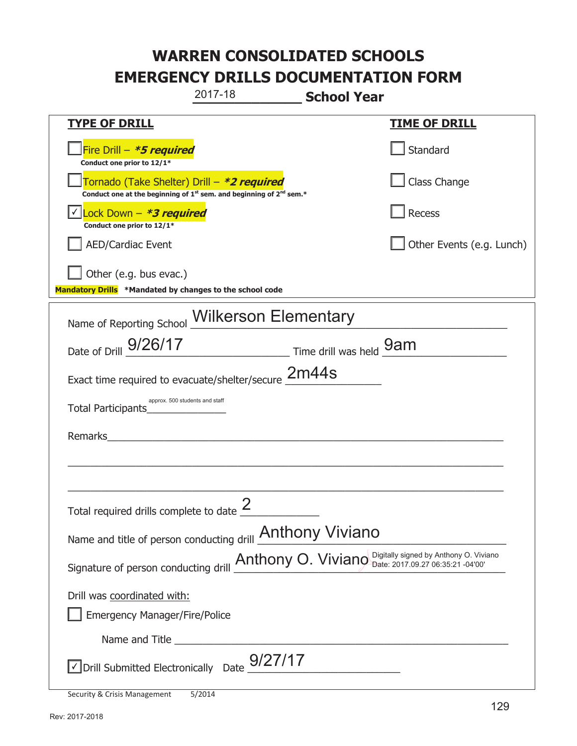# WARREN CONSOLIDATED SCHOOLS
# EMERGENCY DRILLS DOCUMENTATION FORM

2017-18 **School Year**

| **TYPE OF DRILL** | **TIME OF DRILL** |
|---|---|
| ☐ Fire Drill – ***5 required*** <br> **Conduct one prior to 12/1*** | ☐ Standard |
| ☐ Tornado (Take Shelter) Drill – ***2 required*** <br> **Conduct one at the beginning of 1st sem. and beginning of 2nd sem.*** | ☐ Class Change |
| ☑ Lock Down – ***3 required*** <br> **Conduct one prior to 12/1*** | ☐ Recess |
| ☐ AED/Cardiac Event | ☐ Other Events (e.g. Lunch) |
| ☐ Other (e.g. bus evac.) | |

**Mandatory Drills** ***Mandated by changes to the school code**

Name of Reporting School: Wilkerson Elementary

Date of Drill: 9/26/17  Time drill was held: 9am

Exact time required to evacuate/shelter/secure: 2m44s

Total Participants: approx. 500 students and staff

Remarks: ______________________________

Total required drills complete to date: 2

Name and title of person conducting drill: Anthony Viviano

Signature of person conducting drill: Anthony O. Viviano (Digitally signed by Anthony O. Viviano Date: 2017.09.27 06:35:21 -04'00')

Drill was coordinated with:

☐ Emergency Manager/Fire/Police

Name and Title ______________________________

☑ Drill Submitted Electronically  Date: 9/27/17

Security & Crisis Management  5/2014

Rev: 2017-2018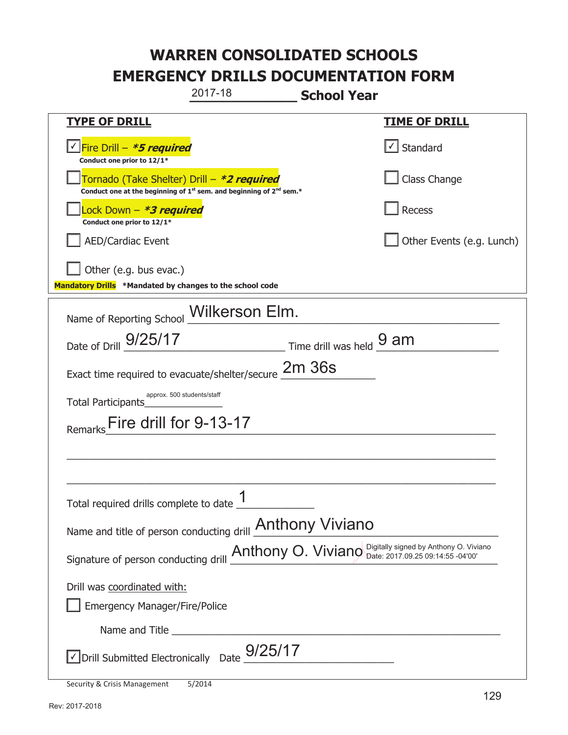# WARREN CONSOLIDATED SCHOOLS
# EMERGENCY DRILLS DOCUMENTATION FORM

2017-18 **School Year**

| **TYPE OF DRILL** | **TIME OF DRILL** |
|---|---|
| ☑ Fire Drill – ***5 required*** <br> **Conduct one prior to 12/1*** | ☑ Standard |
| ☐ Tornado (Take Shelter) Drill – ***2 required*** <br> **Conduct one at the beginning of 1st sem. and beginning of 2nd sem.*** | ☐ Class Change |
| ☐ Lock Down – ***3 required*** <br> **Conduct one prior to 12/1*** | ☐ Recess |
| ☐ AED/Cardiac Event | ☐ Other Events (e.g. Lunch) |
| ☐ Other (e.g. bus evac.) | |

**Mandatory Drills** ***Mandated by changes to the school code**

Name of Reporting School: Wilkerson Elm.

Date of Drill: 9/25/17 Time drill was held: 9 am

Exact time required to evacuate/shelter/secure: 2m 36s

Total Participants: approx. 500 students/staff

Remarks: Fire drill for 9-13-17

Total required drills complete to date: 1

Name and title of person conducting drill: Anthony Viviano

Signature of person conducting drill: Anthony O. Viviano (Digitally signed by Anthony O. Viviano Date: 2017.09.25 09:14:55 -04'00')

Drill was coordinated with:

☐ Emergency Manager/Fire/Police

Name and Title ______________________

☑ Drill Submitted Electronically Date: 9/25/17

Security & Crisis Management 5/2014

Rev: 2017-2018